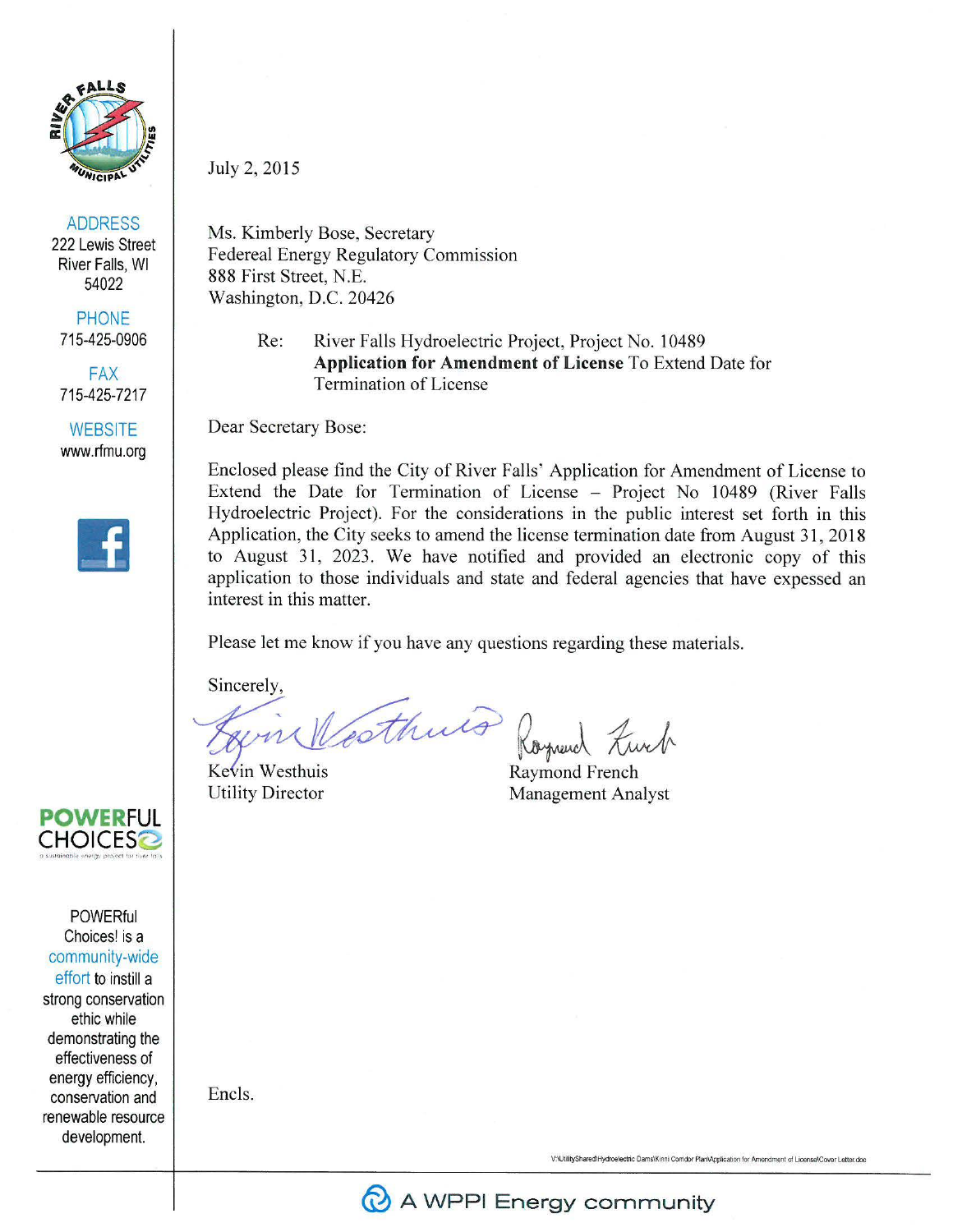RIVER FALLS MUNICIPAL UTILITIES

ADDRESS
222 Lewis Street
River Falls, WI
54022

PHONE
715-425-0906

FAX
715-425-7217

WEBSITE
www.rfmu.org

POWERFUL CHOICES
a sustainable energy project for river falls

POWERful Choices! is a community-wide effort to instill a strong conservation ethic while demonstrating the effectiveness of energy efficiency, conservation and renewable resource development.

July 2, 2015

Ms. Kimberly Bose, Secretary
Federeal Energy Regulatory Commission
888 First Street, N.E.
Washington, D.C. 20426

Re: River Falls Hydroelectric Project, Project No. 10489
**Application for Amendment of License** To Extend Date for Termination of License

Dear Secretary Bose:

Enclosed please find the City of River Falls' Application for Amendment of License to Extend the Date for Termination of License – Project No 10489 (River Falls Hydroelectric Project). For the considerations in the public interest set forth in this Application, the City seeks to amend the license termination date from August 31, 2018 to August 31, 2023. We have notified and provided an electronic copy of this application to those individuals and state and federal agencies that have expressed an interest in this matter.

Please let me know if you have any questions regarding these materials.

Sincerely,

Kevin Westhuis
Utility Director

Raymond French
Management Analyst

Encls.

V:\UtilityShared\Hydroelectric Dams\Kinni Corridor Plan\Application for Amendment of License\Cover Letter.doc

A WPPI Energy community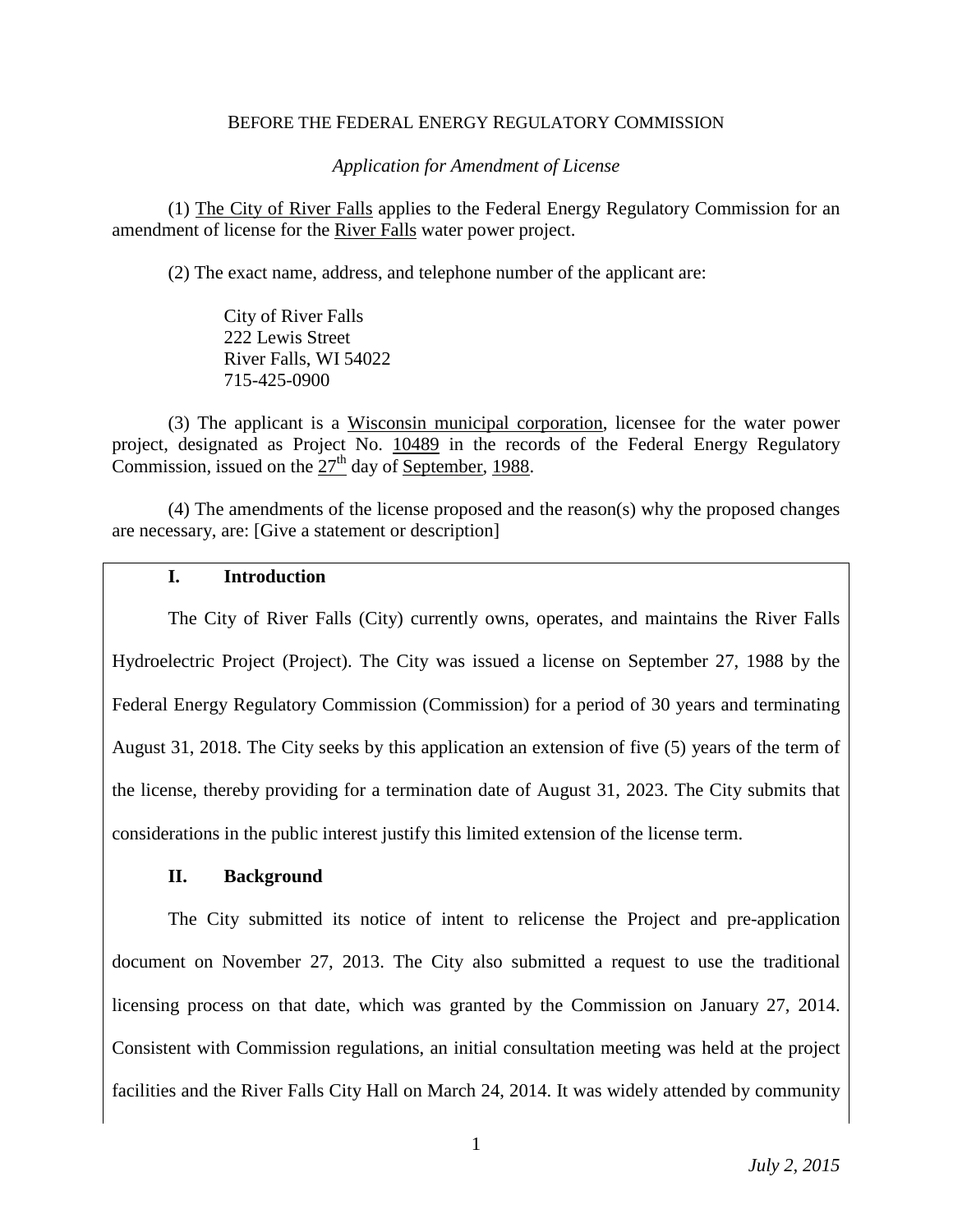BEFORE THE FEDERAL ENERGY REGULATORY COMMISSION

*Application for Amendment of License*

(1) The City of River Falls applies to the Federal Energy Regulatory Commission for an amendment of license for the River Falls water power project.

(2) The exact name, address, and telephone number of the applicant are:

City of River Falls
222 Lewis Street
River Falls, WI 54022
715-425-0900

(3) The applicant is a Wisconsin municipal corporation, licensee for the water power project, designated as Project No. 10489 in the records of the Federal Energy Regulatory Commission, issued on the 27th day of September, 1988.

(4) The amendments of the license proposed and the reason(s) why the proposed changes are necessary, are: [Give a statement or description]

## I. Introduction

The City of River Falls (City) currently owns, operates, and maintains the River Falls Hydroelectric Project (Project). The City was issued a license on September 27, 1988 by the Federal Energy Regulatory Commission (Commission) for a period of 30 years and terminating August 31, 2018. The City seeks by this application an extension of five (5) years of the term of the license, thereby providing for a termination date of August 31, 2023. The City submits that considerations in the public interest justify this limited extension of the license term.

## II. Background

The City submitted its notice of intent to relicense the Project and pre-application document on November 27, 2013. The City also submitted a request to use the traditional licensing process on that date, which was granted by the Commission on January 27, 2014. Consistent with Commission regulations, an initial consultation meeting was held at the project facilities and the River Falls City Hall on March 24, 2014. It was widely attended by community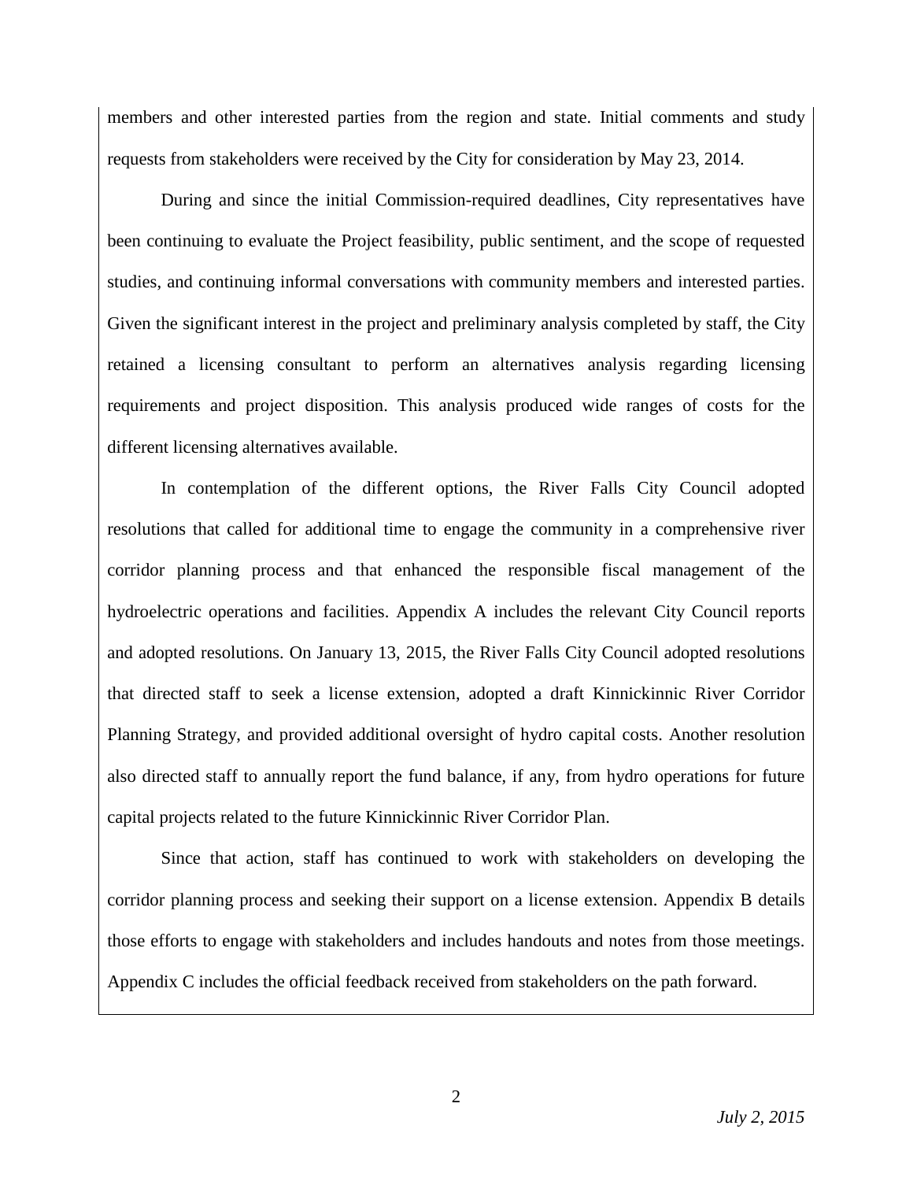members and other interested parties from the region and state. Initial comments and study requests from stakeholders were received by the City for consideration by May 23, 2014.

During and since the initial Commission-required deadlines, City representatives have been continuing to evaluate the Project feasibility, public sentiment, and the scope of requested studies, and continuing informal conversations with community members and interested parties. Given the significant interest in the project and preliminary analysis completed by staff, the City retained a licensing consultant to perform an alternatives analysis regarding licensing requirements and project disposition. This analysis produced wide ranges of costs for the different licensing alternatives available.

In contemplation of the different options, the River Falls City Council adopted resolutions that called for additional time to engage the community in a comprehensive river corridor planning process and that enhanced the responsible fiscal management of the hydroelectric operations and facilities. Appendix A includes the relevant City Council reports and adopted resolutions. On January 13, 2015, the River Falls City Council adopted resolutions that directed staff to seek a license extension, adopted a draft Kinnickinnic River Corridor Planning Strategy, and provided additional oversight of hydro capital costs. Another resolution also directed staff to annually report the fund balance, if any, from hydro operations for future capital projects related to the future Kinnickinnic River Corridor Plan.

Since that action, staff has continued to work with stakeholders on developing the corridor planning process and seeking their support on a license extension. Appendix B details those efforts to engage with stakeholders and includes handouts and notes from those meetings. Appendix C includes the official feedback received from stakeholders on the path forward.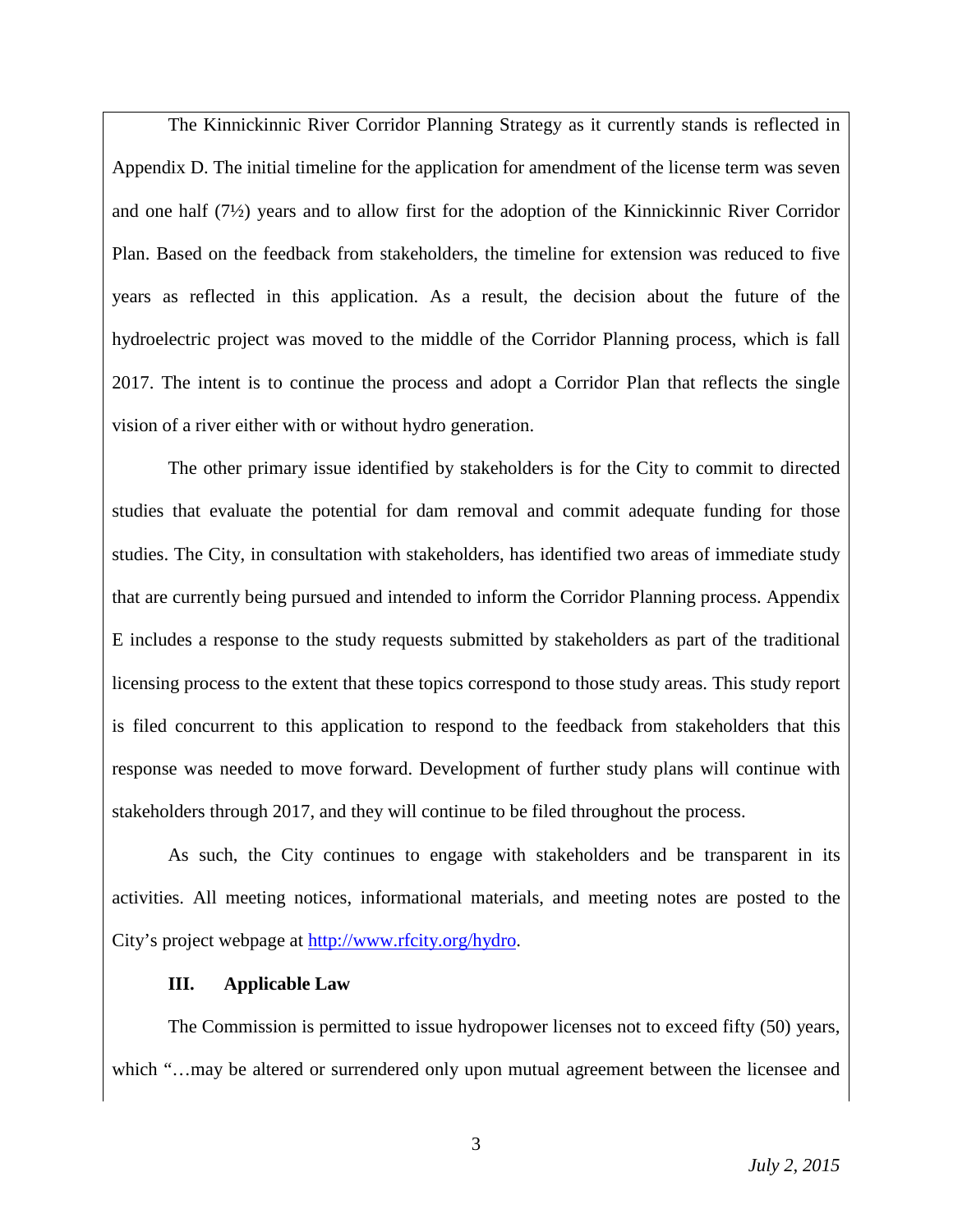The Kinnickinnic River Corridor Planning Strategy as it currently stands is reflected in Appendix D. The initial timeline for the application for amendment of the license term was seven and one half (7½) years and to allow first for the adoption of the Kinnickinnic River Corridor Plan. Based on the feedback from stakeholders, the timeline for extension was reduced to five years as reflected in this application. As a result, the decision about the future of the hydroelectric project was moved to the middle of the Corridor Planning process, which is fall 2017. The intent is to continue the process and adopt a Corridor Plan that reflects the single vision of a river either with or without hydro generation.

The other primary issue identified by stakeholders is for the City to commit to directed studies that evaluate the potential for dam removal and commit adequate funding for those studies. The City, in consultation with stakeholders, has identified two areas of immediate study that are currently being pursued and intended to inform the Corridor Planning process. Appendix E includes a response to the study requests submitted by stakeholders as part of the traditional licensing process to the extent that these topics correspond to those study areas. This study report is filed concurrent to this application to respond to the feedback from stakeholders that this response was needed to move forward. Development of further study plans will continue with stakeholders through 2017, and they will continue to be filed throughout the process.

As such, the City continues to engage with stakeholders and be transparent in its activities. All meeting notices, informational materials, and meeting notes are posted to the City's project webpage at [http://www.rfcity.org/hydro](http://www.rfcity.org/hydro).

## III. Applicable Law

The Commission is permitted to issue hydropower licenses not to exceed fifty (50) years, which "…may be altered or surrendered only upon mutual agreement between the licensee and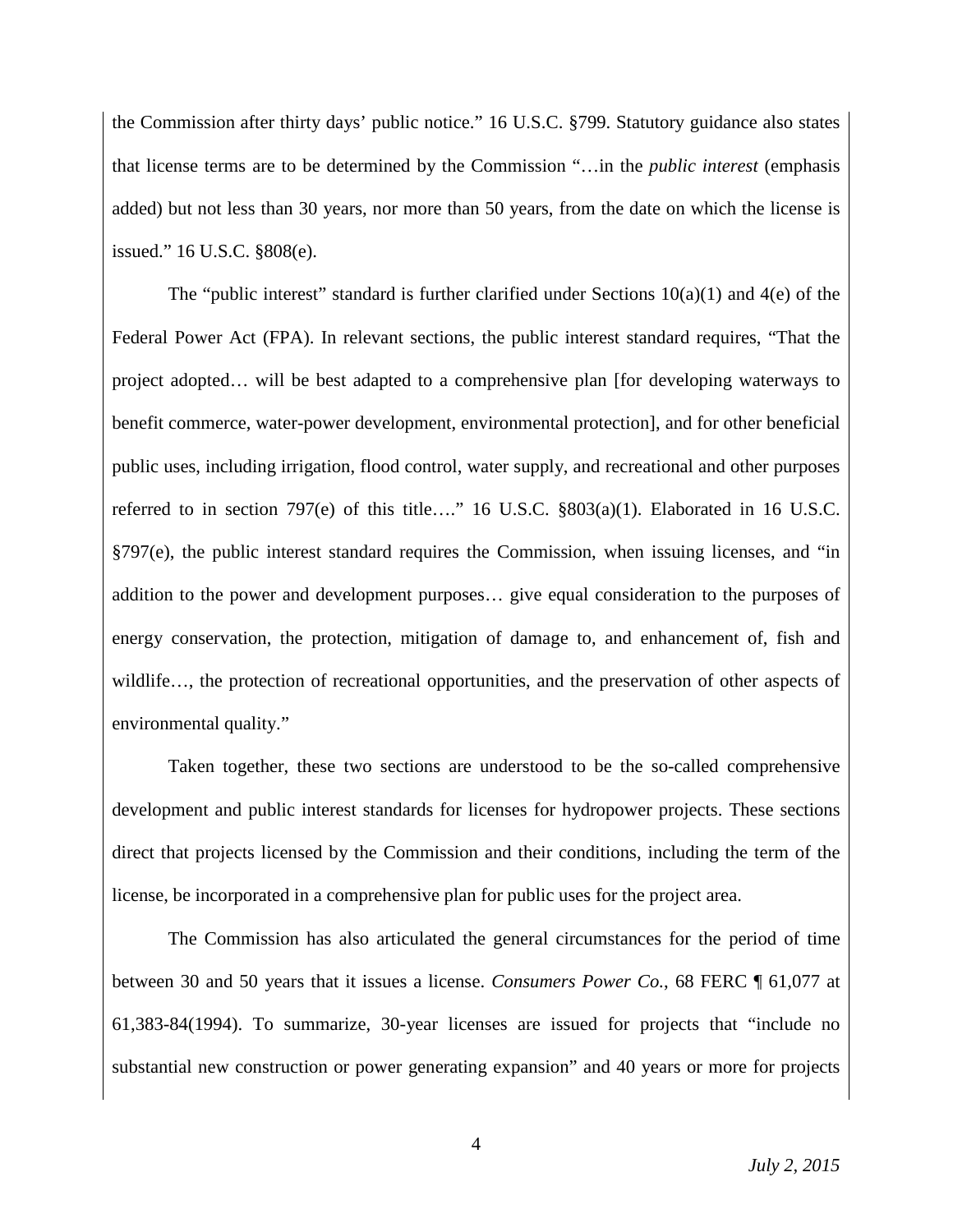the Commission after thirty days' public notice." 16 U.S.C. §799. Statutory guidance also states that license terms are to be determined by the Commission "…in the *public interest* (emphasis added) but not less than 30 years, nor more than 50 years, from the date on which the license is issued." 16 U.S.C. §808(e).

The "public interest" standard is further clarified under Sections 10(a)(1) and 4(e) of the Federal Power Act (FPA). In relevant sections, the public interest standard requires, "That the project adopted… will be best adapted to a comprehensive plan [for developing waterways to benefit commerce, water-power development, environmental protection], and for other beneficial public uses, including irrigation, flood control, water supply, and recreational and other purposes referred to in section 797(e) of this title…." 16 U.S.C. §803(a)(1). Elaborated in 16 U.S.C. §797(e), the public interest standard requires the Commission, when issuing licenses, and "in addition to the power and development purposes… give equal consideration to the purposes of energy conservation, the protection, mitigation of damage to, and enhancement of, fish and wildlife…, the protection of recreational opportunities, and the preservation of other aspects of environmental quality."

Taken together, these two sections are understood to be the so-called comprehensive development and public interest standards for licenses for hydropower projects. These sections direct that projects licensed by the Commission and their conditions, including the term of the license, be incorporated in a comprehensive plan for public uses for the project area.

The Commission has also articulated the general circumstances for the period of time between 30 and 50 years that it issues a license. *Consumers Power Co.*, 68 FERC ¶ 61,077 at 61,383-84(1994). To summarize, 30-year licenses are issued for projects that "include no substantial new construction or power generating expansion" and 40 years or more for projects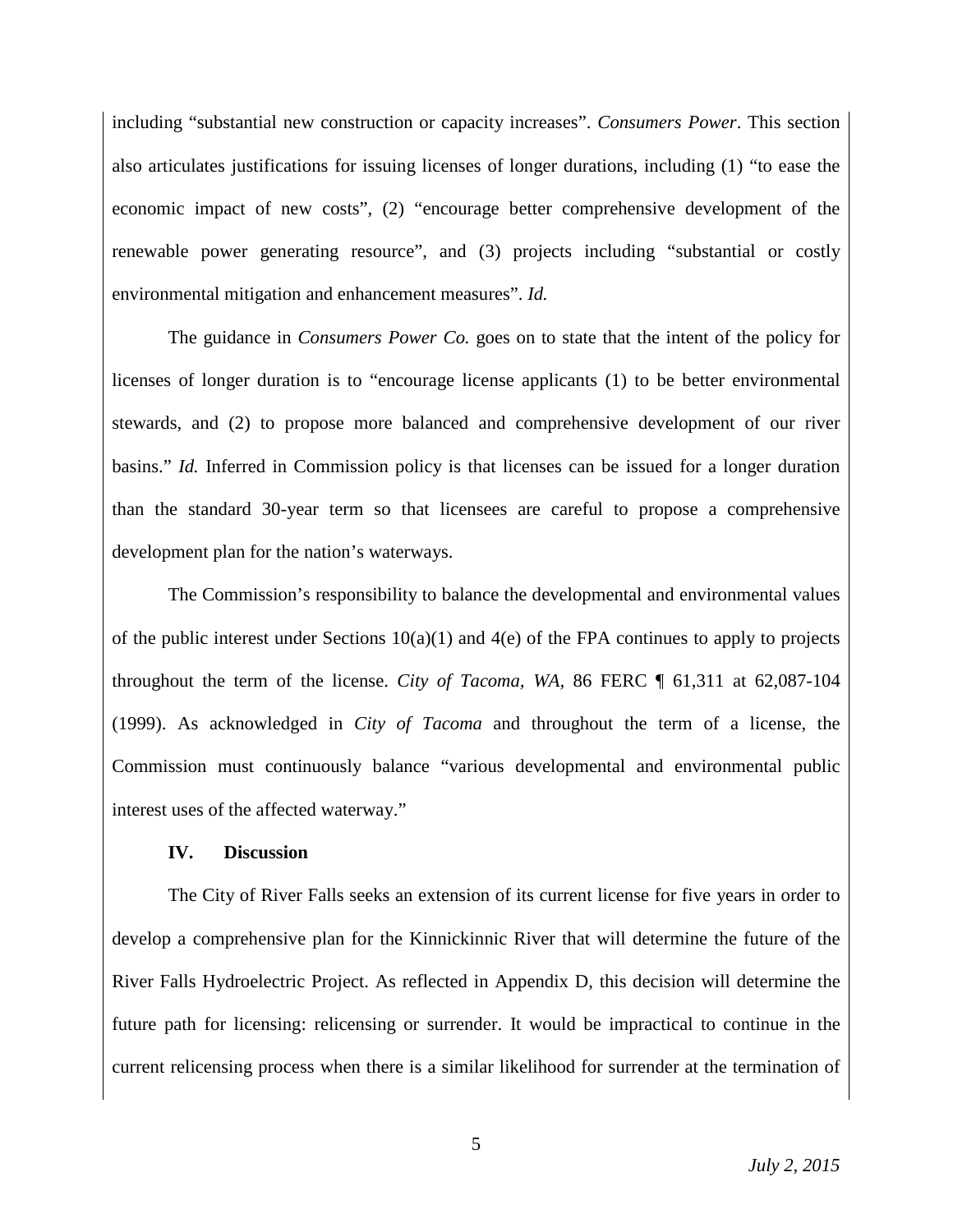including "substantial new construction or capacity increases". *Consumers Power*. This section also articulates justifications for issuing licenses of longer durations, including (1) "to ease the economic impact of new costs", (2) "encourage better comprehensive development of the renewable power generating resource", and (3) projects including "substantial or costly environmental mitigation and enhancement measures". *Id.*

The guidance in *Consumers Power Co.* goes on to state that the intent of the policy for licenses of longer duration is to "encourage license applicants (1) to be better environmental stewards, and (2) to propose more balanced and comprehensive development of our river basins." *Id.* Inferred in Commission policy is that licenses can be issued for a longer duration than the standard 30-year term so that licensees are careful to propose a comprehensive development plan for the nation's waterways.

The Commission's responsibility to balance the developmental and environmental values of the public interest under Sections 10(a)(1) and 4(e) of the FPA continues to apply to projects throughout the term of the license. *City of Tacoma, WA,* 86 FERC ¶ 61,311 at 62,087-104 (1999). As acknowledged in *City of Tacoma* and throughout the term of a license, the Commission must continuously balance "various developmental and environmental public interest uses of the affected waterway."

**IV. Discussion**

The City of River Falls seeks an extension of its current license for five years in order to develop a comprehensive plan for the Kinnickinnic River that will determine the future of the River Falls Hydroelectric Project. As reflected in Appendix D, this decision will determine the future path for licensing: relicensing or surrender. It would be impractical to continue in the current relicensing process when there is a similar likelihood for surrender at the termination of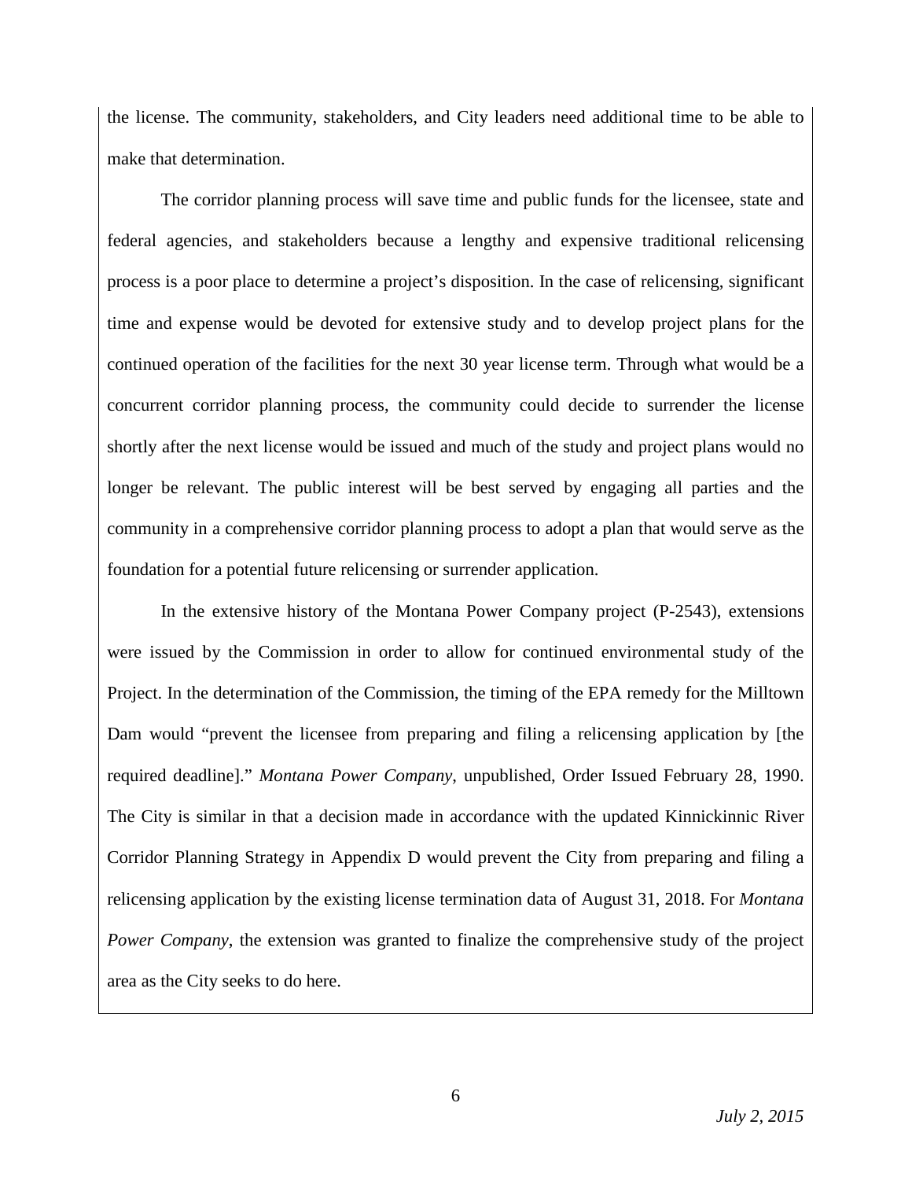the license. The community, stakeholders, and City leaders need additional time to be able to make that determination.

The corridor planning process will save time and public funds for the licensee, state and federal agencies, and stakeholders because a lengthy and expensive traditional relicensing process is a poor place to determine a project's disposition. In the case of relicensing, significant time and expense would be devoted for extensive study and to develop project plans for the continued operation of the facilities for the next 30 year license term. Through what would be a concurrent corridor planning process, the community could decide to surrender the license shortly after the next license would be issued and much of the study and project plans would no longer be relevant. The public interest will be best served by engaging all parties and the community in a comprehensive corridor planning process to adopt a plan that would serve as the foundation for a potential future relicensing or surrender application.

In the extensive history of the Montana Power Company project (P-2543), extensions were issued by the Commission in order to allow for continued environmental study of the Project. In the determination of the Commission, the timing of the EPA remedy for the Milltown Dam would "prevent the licensee from preparing and filing a relicensing application by [the required deadline]." *Montana Power Company*, unpublished, Order Issued February 28, 1990. The City is similar in that a decision made in accordance with the updated Kinnickinnic River Corridor Planning Strategy in Appendix D would prevent the City from preparing and filing a relicensing application by the existing license termination data of August 31, 2018. For *Montana Power Company*, the extension was granted to finalize the comprehensive study of the project area as the City seeks to do here.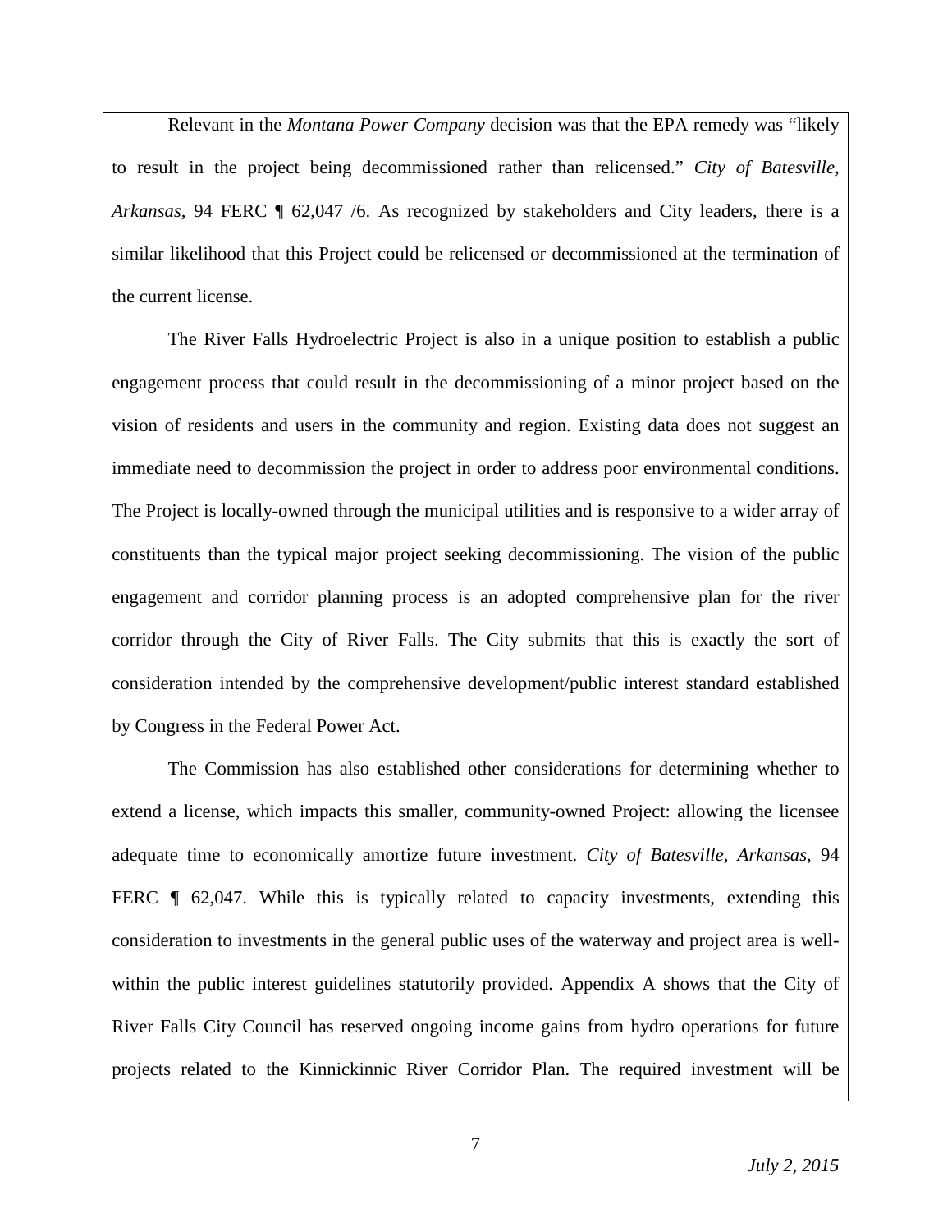Relevant in the *Montana Power Company* decision was that the EPA remedy was "likely to result in the project being decommissioned rather than relicensed." *City of Batesville, Arkansas*, 94 FERC ¶ 62,047 /6. As recognized by stakeholders and City leaders, there is a similar likelihood that this Project could be relicensed or decommissioned at the termination of the current license.

The River Falls Hydroelectric Project is also in a unique position to establish a public engagement process that could result in the decommissioning of a minor project based on the vision of residents and users in the community and region. Existing data does not suggest an immediate need to decommission the project in order to address poor environmental conditions. The Project is locally-owned through the municipal utilities and is responsive to a wider array of constituents than the typical major project seeking decommissioning. The vision of the public engagement and corridor planning process is an adopted comprehensive plan for the river corridor through the City of River Falls. The City submits that this is exactly the sort of consideration intended by the comprehensive development/public interest standard established by Congress in the Federal Power Act.

The Commission has also established other considerations for determining whether to extend a license, which impacts this smaller, community-owned Project: allowing the licensee adequate time to economically amortize future investment. *City of Batesville, Arkansas*, 94 FERC ¶ 62,047. While this is typically related to capacity investments, extending this consideration to investments in the general public uses of the waterway and project area is well-within the public interest guidelines statutorily provided. Appendix A shows that the City of River Falls City Council has reserved ongoing income gains from hydro operations for future projects related to the Kinnickinnic River Corridor Plan. The required investment will be

*July 2, 2015*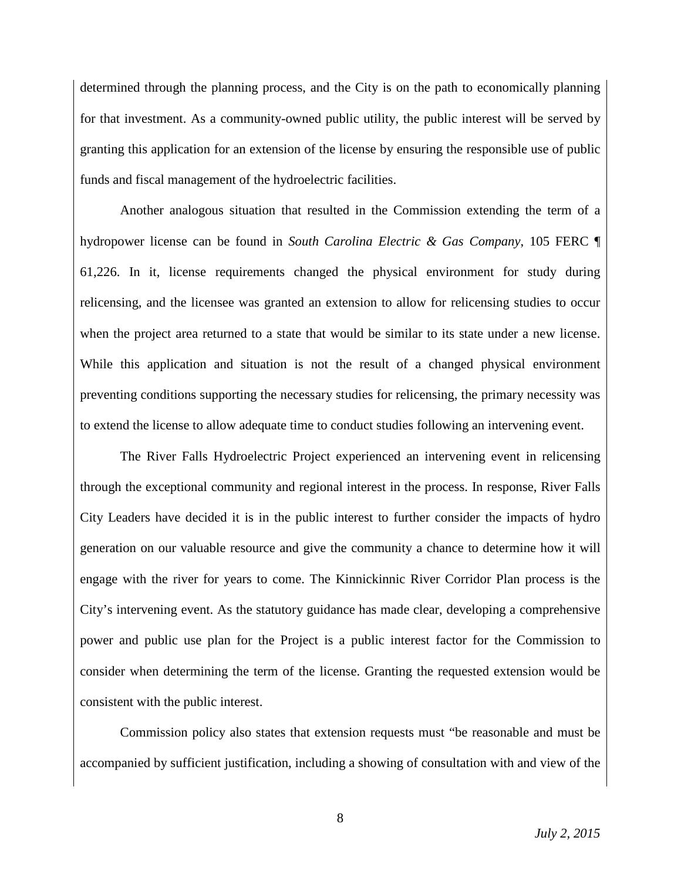determined through the planning process, and the City is on the path to economically planning for that investment. As a community-owned public utility, the public interest will be served by granting this application for an extension of the license by ensuring the responsible use of public funds and fiscal management of the hydroelectric facilities.

Another analogous situation that resulted in the Commission extending the term of a hydropower license can be found in *South Carolina Electric & Gas Company*, 105 FERC ¶ 61,226. In it, license requirements changed the physical environment for study during relicensing, and the licensee was granted an extension to allow for relicensing studies to occur when the project area returned to a state that would be similar to its state under a new license. While this application and situation is not the result of a changed physical environment preventing conditions supporting the necessary studies for relicensing, the primary necessity was to extend the license to allow adequate time to conduct studies following an intervening event.

The River Falls Hydroelectric Project experienced an intervening event in relicensing through the exceptional community and regional interest in the process. In response, River Falls City Leaders have decided it is in the public interest to further consider the impacts of hydro generation on our valuable resource and give the community a chance to determine how it will engage with the river for years to come. The Kinnickinnic River Corridor Plan process is the City's intervening event. As the statutory guidance has made clear, developing a comprehensive power and public use plan for the Project is a public interest factor for the Commission to consider when determining the term of the license. Granting the requested extension would be consistent with the public interest.

Commission policy also states that extension requests must "be reasonable and must be accompanied by sufficient justification, including a showing of consultation with and view of the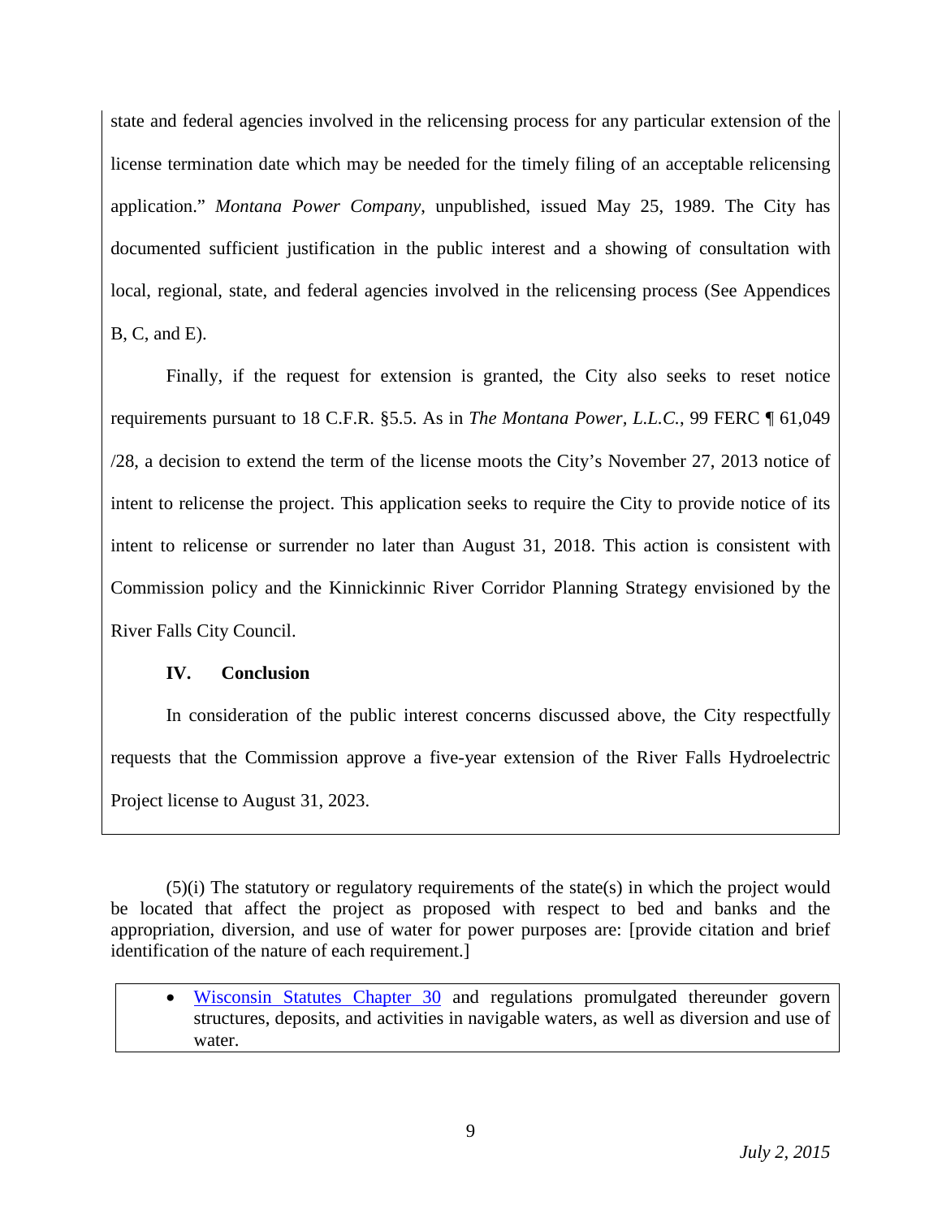state and federal agencies involved in the relicensing process for any particular extension of the license termination date which may be needed for the timely filing of an acceptable relicensing application." *Montana Power Company*, unpublished, issued May 25, 1989. The City has documented sufficient justification in the public interest and a showing of consultation with local, regional, state, and federal agencies involved in the relicensing process (See Appendices B, C, and E).

Finally, if the request for extension is granted, the City also seeks to reset notice requirements pursuant to 18 C.F.R. §5.5. As in *The Montana Power, L.L.C.*, 99 FERC ¶ 61,049 /28, a decision to extend the term of the license moots the City's November 27, 2013 notice of intent to relicense the project. This application seeks to require the City to provide notice of its intent to relicense or surrender no later than August 31, 2018. This action is consistent with Commission policy and the Kinnickinnic River Corridor Planning Strategy envisioned by the River Falls City Council.

**IV. Conclusion**

In consideration of the public interest concerns discussed above, the City respectfully requests that the Commission approve a five-year extension of the River Falls Hydroelectric Project license to August 31, 2023.

(5)(i) The statutory or regulatory requirements of the state(s) in which the project would be located that affect the project as proposed with respect to bed and banks and the appropriation, diversion, and use of water for power purposes are: [provide citation and brief identification of the nature of each requirement.]

- Wisconsin Statutes Chapter 30 and regulations promulgated thereunder govern structures, deposits, and activities in navigable waters, as well as diversion and use of water.

*July 2, 2015*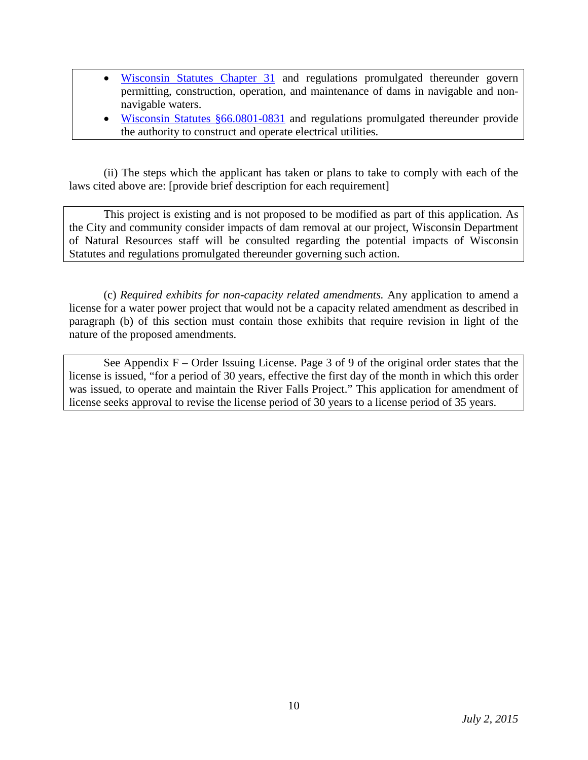- Wisconsin Statutes Chapter 31 and regulations promulgated thereunder govern permitting, construction, operation, and maintenance of dams in navigable and non-navigable waters.
- Wisconsin Statutes §66.0801-0831 and regulations promulgated thereunder provide the authority to construct and operate electrical utilities.

(ii) The steps which the applicant has taken or plans to take to comply with each of the laws cited above are: [provide brief description for each requirement]

This project is existing and is not proposed to be modified as part of this application. As the City and community consider impacts of dam removal at our project, Wisconsin Department of Natural Resources staff will be consulted regarding the potential impacts of Wisconsin Statutes and regulations promulgated thereunder governing such action.

(c) *Required exhibits for non-capacity related amendments.* Any application to amend a license for a water power project that would not be a capacity related amendment as described in paragraph (b) of this section must contain those exhibits that require revision in light of the nature of the proposed amendments.

See Appendix F – Order Issuing License. Page 3 of 9 of the original order states that the license is issued, "for a period of 30 years, effective the first day of the month in which this order was issued, to operate and maintain the River Falls Project." This application for amendment of license seeks approval to revise the license period of 30 years to a license period of 35 years.

*July 2, 2015*